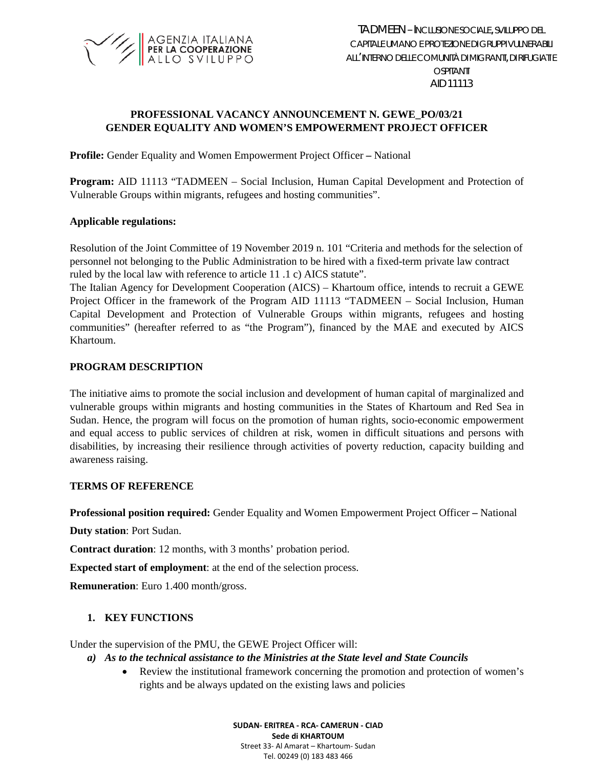TADMEEN – INCLUSIONE SOCIALE, SVILUPPO DEL CAPITALE UMANO E PROTEZIONE DI GRUPPI VULNERABILI ALL'INTERNO DELLE COMUNITÀ DI MIGRANTI, DI RIFUGIATI E OSPITANTI
AID 11113

**PROFESSIONAL VACANCY ANNOUNCEMENT N. GEWE_PO/03/21**
**GENDER EQUALITY AND WOMEN'S EMPOWERMENT PROJECT OFFICER**

**Profile:** Gender Equality and Women Empowerment Project Officer **–** National

**Program:** AID 11113 "TADMEEN – Social Inclusion, Human Capital Development and Protection of Vulnerable Groups within migrants, refugees and hosting communities".

**Applicable regulations:**

Resolution of the Joint Committee of 19 November 2019 n. 101 "Criteria and methods for the selection of personnel not belonging to the Public Administration to be hired with a fixed-term private law contract ruled by the local law with reference to article 11 .1 c) AICS statute".
The Italian Agency for Development Cooperation (AICS) – Khartoum office, intends to recruit a GEWE Project Officer in the framework of the Program AID 11113 "TADMEEN – Social Inclusion, Human Capital Development and Protection of Vulnerable Groups within migrants, refugees and hosting communities" (hereafter referred to as "the Program"), financed by the MAE and executed by AICS Khartoum.

**PROGRAM DESCRIPTION**

The initiative aims to promote the social inclusion and development of human capital of marginalized and vulnerable groups within migrants and hosting communities in the States of Khartoum and Red Sea in Sudan. Hence, the program will focus on the promotion of human rights, socio-economic empowerment and equal access to public services of children at risk, women in difficult situations and persons with disabilities, by increasing their resilience through activities of poverty reduction, capacity building and awareness raising.

**TERMS OF REFERENCE**

**Professional position required:** Gender Equality and Women Empowerment Project Officer **–** National

**Duty station**: Port Sudan.

**Contract duration**: 12 months, with 3 months' probation period.

**Expected start of employment**: at the end of the selection process.

**Remuneration**: Euro 1.400 month/gross.

## 1. KEY FUNCTIONS

Under the supervision of the PMU, the GEWE Project Officer will:

***a) As to the technical assistance to the Ministries at the State level and State Councils***

- Review the institutional framework concerning the promotion and protection of women's rights and be always updated on the existing laws and policies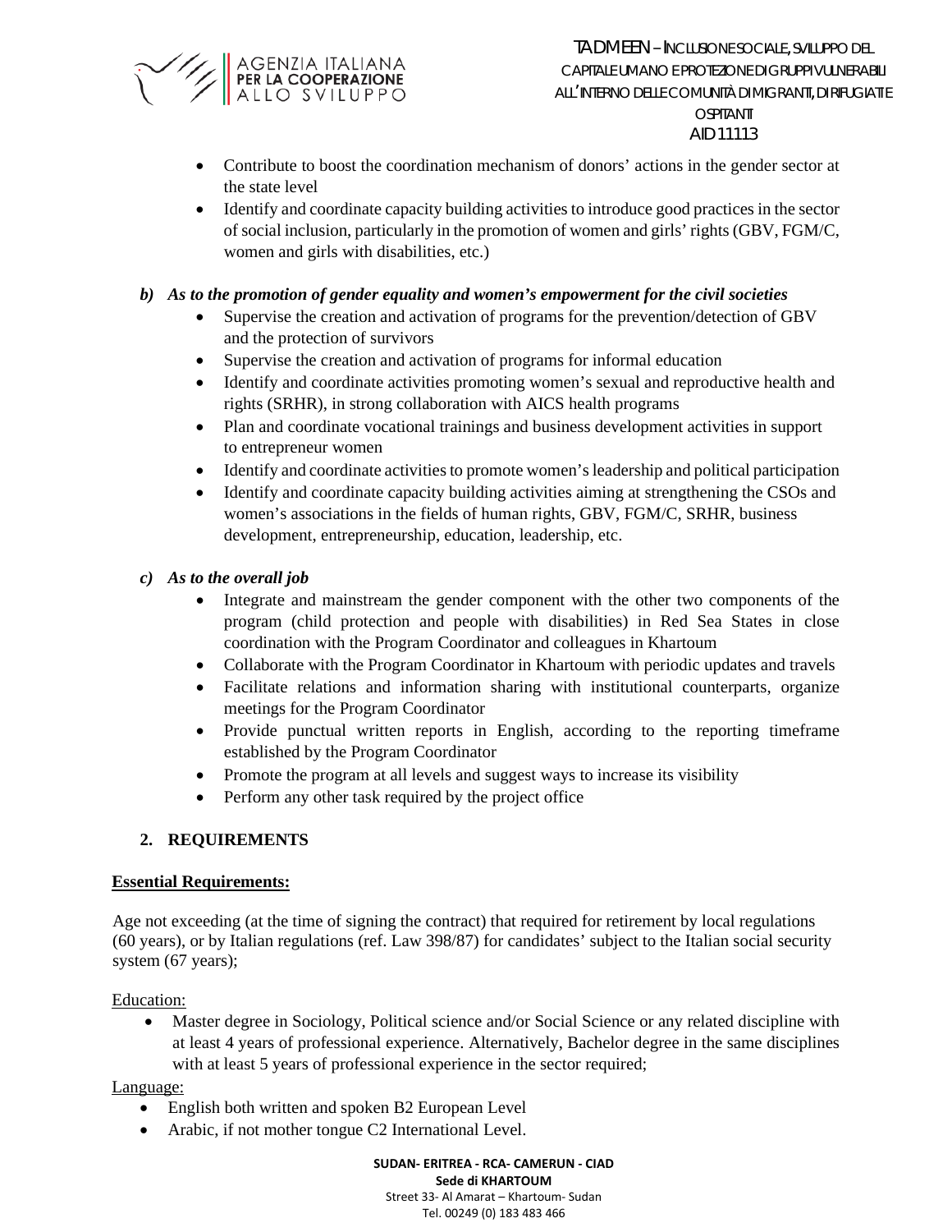- Contribute to boost the coordination mechanism of donors' actions in the gender sector at the state level
- Identify and coordinate capacity building activities to introduce good practices in the sector of social inclusion, particularly in the promotion of women and girls' rights (GBV, FGM/C, women and girls with disabilities, etc.)

*b) As to the promotion of gender equality and women's empowerment for the civil societies*

- Supervise the creation and activation of programs for the prevention/detection of GBV and the protection of survivors
- Supervise the creation and activation of programs for informal education
- Identify and coordinate activities promoting women's sexual and reproductive health and rights (SRHR), in strong collaboration with AICS health programs
- Plan and coordinate vocational trainings and business development activities in support to entrepreneur women
- Identify and coordinate activities to promote women's leadership and political participation
- Identify and coordinate capacity building activities aiming at strengthening the CSOs and women's associations in the fields of human rights, GBV, FGM/C, SRHR, business development, entrepreneurship, education, leadership, etc.

*c) As to the overall job*

- Integrate and mainstream the gender component with the other two components of the program (child protection and people with disabilities) in Red Sea States in close coordination with the Program Coordinator and colleagues in Khartoum
- Collaborate with the Program Coordinator in Khartoum with periodic updates and travels
- Facilitate relations and information sharing with institutional counterparts, organize meetings for the Program Coordinator
- Provide punctual written reports in English, according to the reporting timeframe established by the Program Coordinator
- Promote the program at all levels and suggest ways to increase its visibility
- Perform any other task required by the project office

## 2. REQUIREMENTS

**Essential Requirements:**

Age not exceeding (at the time of signing the contract) that required for retirement by local regulations (60 years), or by Italian regulations (ref. Law 398/87) for candidates' subject to the Italian social security system (67 years);

Education:

- Master degree in Sociology, Political science and/or Social Science or any related discipline with at least 4 years of professional experience. Alternatively, Bachelor degree in the same disciplines with at least 5 years of professional experience in the sector required;

Language:

- English both written and spoken B2 European Level
- Arabic, if not mother tongue C2 International Level.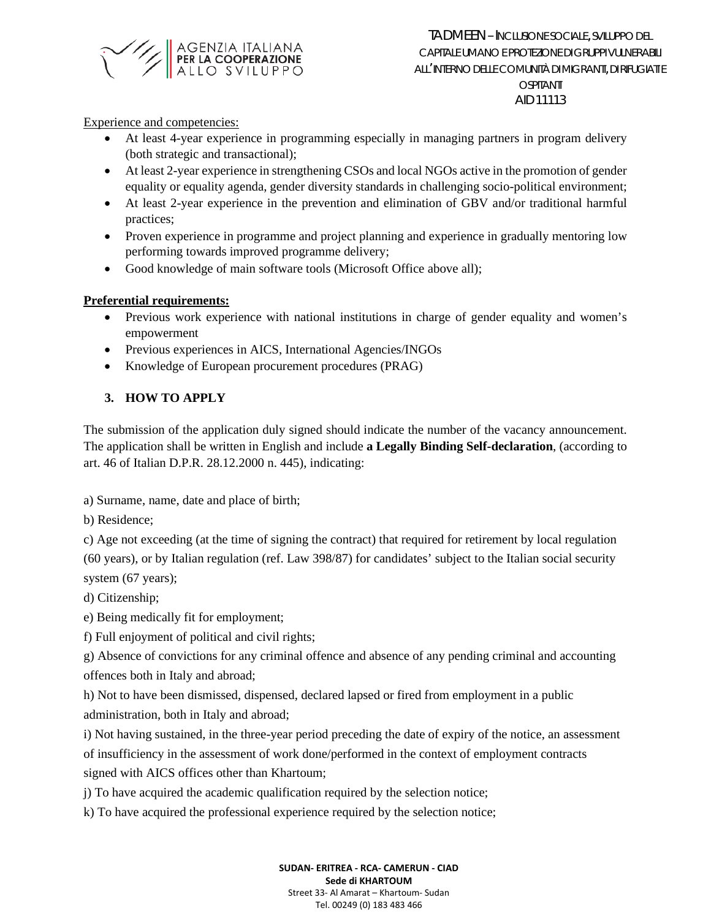<u>Experience and competencies:</u>

- At least 4-year experience in programming especially in managing partners in program delivery (both strategic and transactional);
- At least 2-year experience in strengthening CSOs and local NGOs active in the promotion of gender equality or equality agenda, gender diversity standards in challenging socio-political environment;
- At least 2-year experience in the prevention and elimination of GBV and/or traditional harmful practices;
- Proven experience in programme and project planning and experience in gradually mentoring low performing towards improved programme delivery;
- Good knowledge of main software tools (Microsoft Office above all);

**<u>Preferential requirements:</u>**

- Previous work experience with national institutions in charge of gender equality and women's empowerment
- Previous experiences in AICS, International Agencies/INGOs
- Knowledge of European procurement procedures (PRAG)

## 3. HOW TO APPLY

The submission of the application duly signed should indicate the number of the vacancy announcement. The application shall be written in English and include **a Legally Binding Self-declaration**, (according to art. 46 of Italian D.P.R. 28.12.2000 n. 445), indicating:

a) Surname, name, date and place of birth;

b) Residence;

c) Age not exceeding (at the time of signing the contract) that required for retirement by local regulation (60 years), or by Italian regulation (ref. Law 398/87) for candidates' subject to the Italian social security system (67 years);

d) Citizenship;

e) Being medically fit for employment;

f) Full enjoyment of political and civil rights;

g) Absence of convictions for any criminal offence and absence of any pending criminal and accounting offences both in Italy and abroad;

h) Not to have been dismissed, dispensed, declared lapsed or fired from employment in a public administration, both in Italy and abroad;

i) Not having sustained, in the three-year period preceding the date of expiry of the notice, an assessment of insufficiency in the assessment of work done/performed in the context of employment contracts signed with AICS offices other than Khartoum;

j) To have acquired the academic qualification required by the selection notice;

k) To have acquired the professional experience required by the selection notice;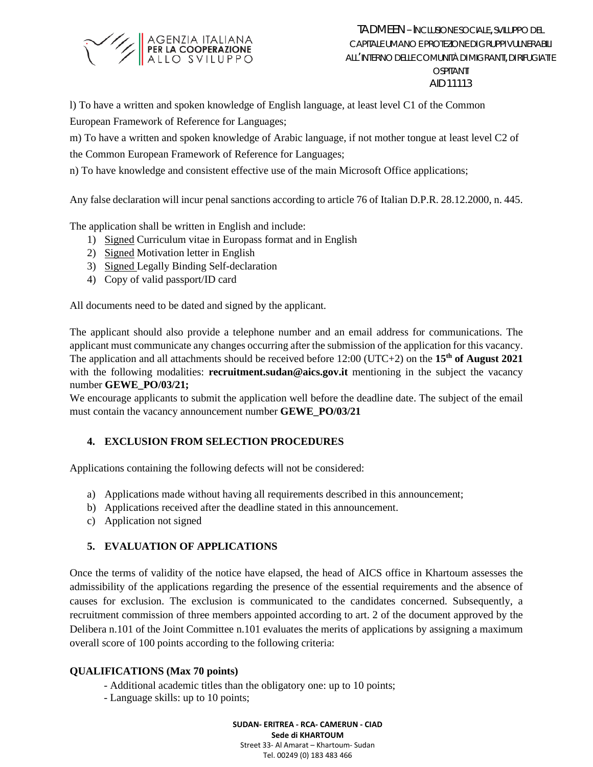l) To have a written and spoken knowledge of English language, at least level C1 of the Common European Framework of Reference for Languages;

m) To have a written and spoken knowledge of Arabic language, if not mother tongue at least level C2 of the Common European Framework of Reference for Languages;

n) To have knowledge and consistent effective use of the main Microsoft Office applications;

Any false declaration will incur penal sanctions according to article 76 of Italian D.P.R. 28.12.2000, n. 445.

The application shall be written in English and include:

1) Signed Curriculum vitae in Europass format and in English
2) Signed Motivation letter in English
3) Signed Legally Binding Self-declaration
4) Copy of valid passport/ID card

All documents need to be dated and signed by the applicant.

The applicant should also provide a telephone number and an email address for communications. The applicant must communicate any changes occurring after the submission of the application for this vacancy. The application and all attachments should be received before 12:00 (UTC+2) on the **15th of August 2021** with the following modalities: **recruitment.sudan@aics.gov.it** mentioning in the subject the vacancy number **GEWE_PO/03/21;**

We encourage applicants to submit the application well before the deadline date. The subject of the email must contain the vacancy announcement number **GEWE_PO/03/21**

## 4. EXCLUSION FROM SELECTION PROCEDURES

Applications containing the following defects will not be considered:

a) Applications made without having all requirements described in this announcement;
b) Applications received after the deadline stated in this announcement.
c) Application not signed

## 5. EVALUATION OF APPLICATIONS

Once the terms of validity of the notice have elapsed, the head of AICS office in Khartoum assesses the admissibility of the applications regarding the presence of the essential requirements and the absence of causes for exclusion. The exclusion is communicated to the candidates concerned. Subsequently, a recruitment commission of three members appointed according to art. 2 of the document approved by the Delibera n.101 of the Joint Committee n.101 evaluates the merits of applications by assigning a maximum overall score of 100 points according to the following criteria:

**QUALIFICATIONS (Max 70 points)**

- Additional academic titles than the obligatory one: up to 10 points;
- Language skills: up to 10 points;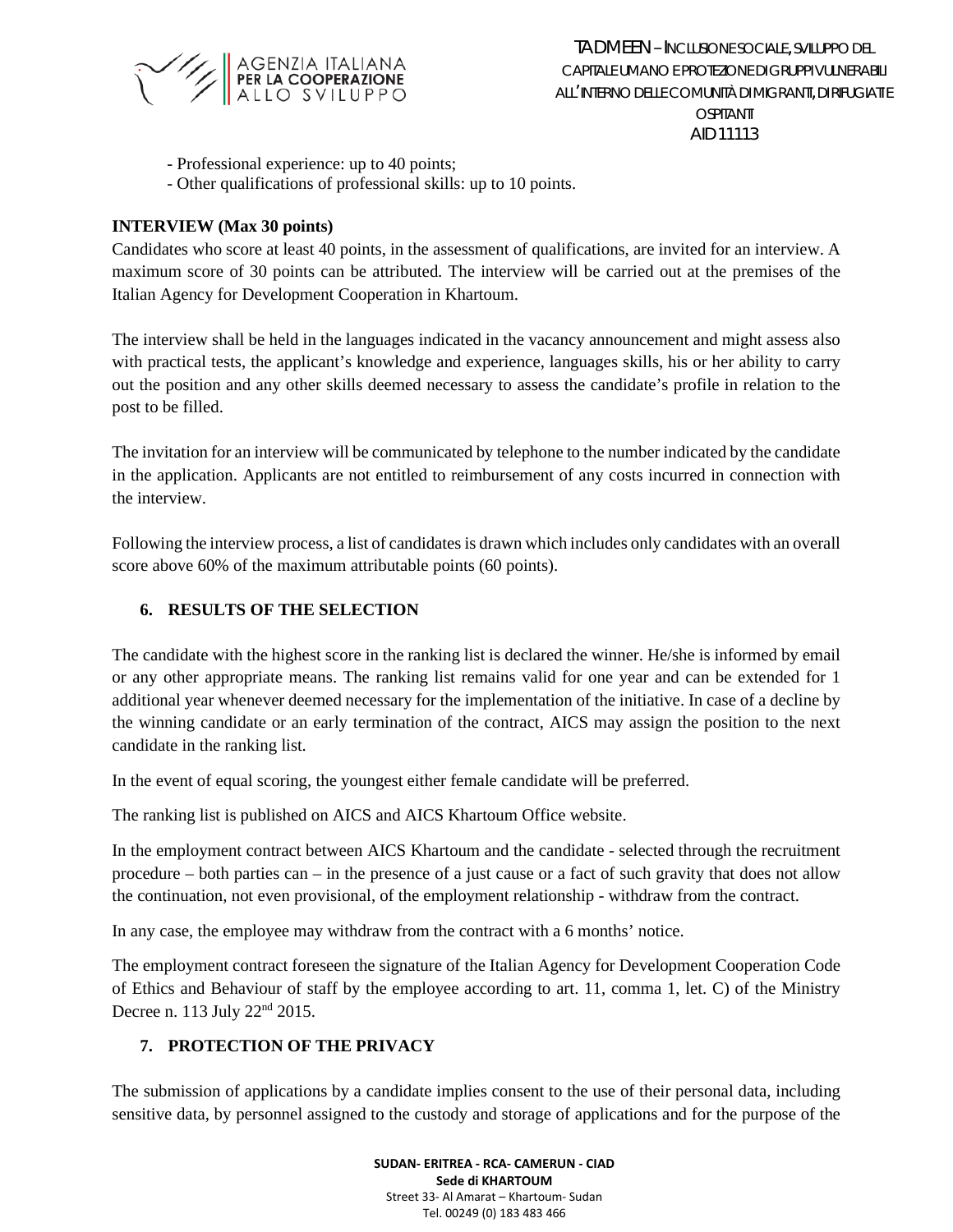- Professional experience: up to 40 points;
- Other qualifications of professional skills: up to 10 points.

**INTERVIEW (Max 30 points)**

Candidates who score at least 40 points, in the assessment of qualifications, are invited for an interview. A maximum score of 30 points can be attributed. The interview will be carried out at the premises of the Italian Agency for Development Cooperation in Khartoum.

The interview shall be held in the languages indicated in the vacancy announcement and might assess also with practical tests, the applicant's knowledge and experience, languages skills, his or her ability to carry out the position and any other skills deemed necessary to assess the candidate's profile in relation to the post to be filled.

The invitation for an interview will be communicated by telephone to the number indicated by the candidate in the application. Applicants are not entitled to reimbursement of any costs incurred in connection with the interview.

Following the interview process, a list of candidates is drawn which includes only candidates with an overall score above 60% of the maximum attributable points (60 points).

## 6. RESULTS OF THE SELECTION

The candidate with the highest score in the ranking list is declared the winner. He/she is informed by email or any other appropriate means. The ranking list remains valid for one year and can be extended for 1 additional year whenever deemed necessary for the implementation of the initiative. In case of a decline by the winning candidate or an early termination of the contract, AICS may assign the position to the next candidate in the ranking list.

In the event of equal scoring, the youngest either female candidate will be preferred.

The ranking list is published on AICS and AICS Khartoum Office website.

In the employment contract between AICS Khartoum and the candidate - selected through the recruitment procedure – both parties can – in the presence of a just cause or a fact of such gravity that does not allow the continuation, not even provisional, of the employment relationship - withdraw from the contract.

In any case, the employee may withdraw from the contract with a 6 months' notice.

The employment contract foreseen the signature of the Italian Agency for Development Cooperation Code of Ethics and Behaviour of staff by the employee according to art. 11, comma 1, let. C) of the Ministry Decree n. 113 July 22nd 2015.

## 7. PROTECTION OF THE PRIVACY

The submission of applications by a candidate implies consent to the use of their personal data, including sensitive data, by personnel assigned to the custody and storage of applications and for the purpose of the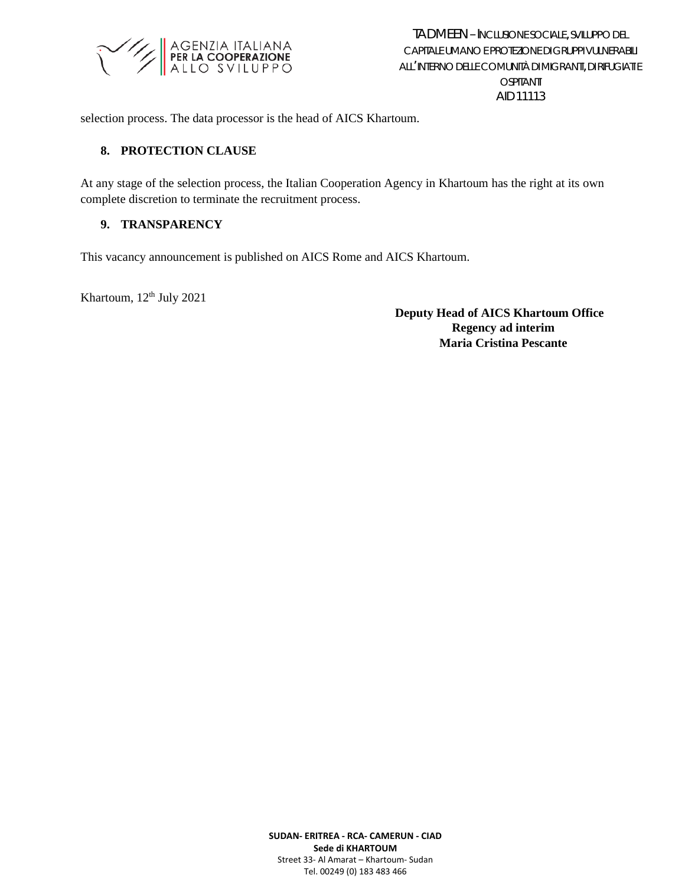selection process. The data processor is the head of AICS Khartoum.

## 8. PROTECTION CLAUSE

At any stage of the selection process, the Italian Cooperation Agency in Khartoum has the right at its own complete discretion to terminate the recruitment process.

## 9. TRANSPARENCY

This vacancy announcement is published on AICS Rome and AICS Khartoum.

Khartoum, 12th July 2021

**Deputy Head of AICS Khartoum Office**
**Regency ad interim**
**Maria Cristina Pescante**